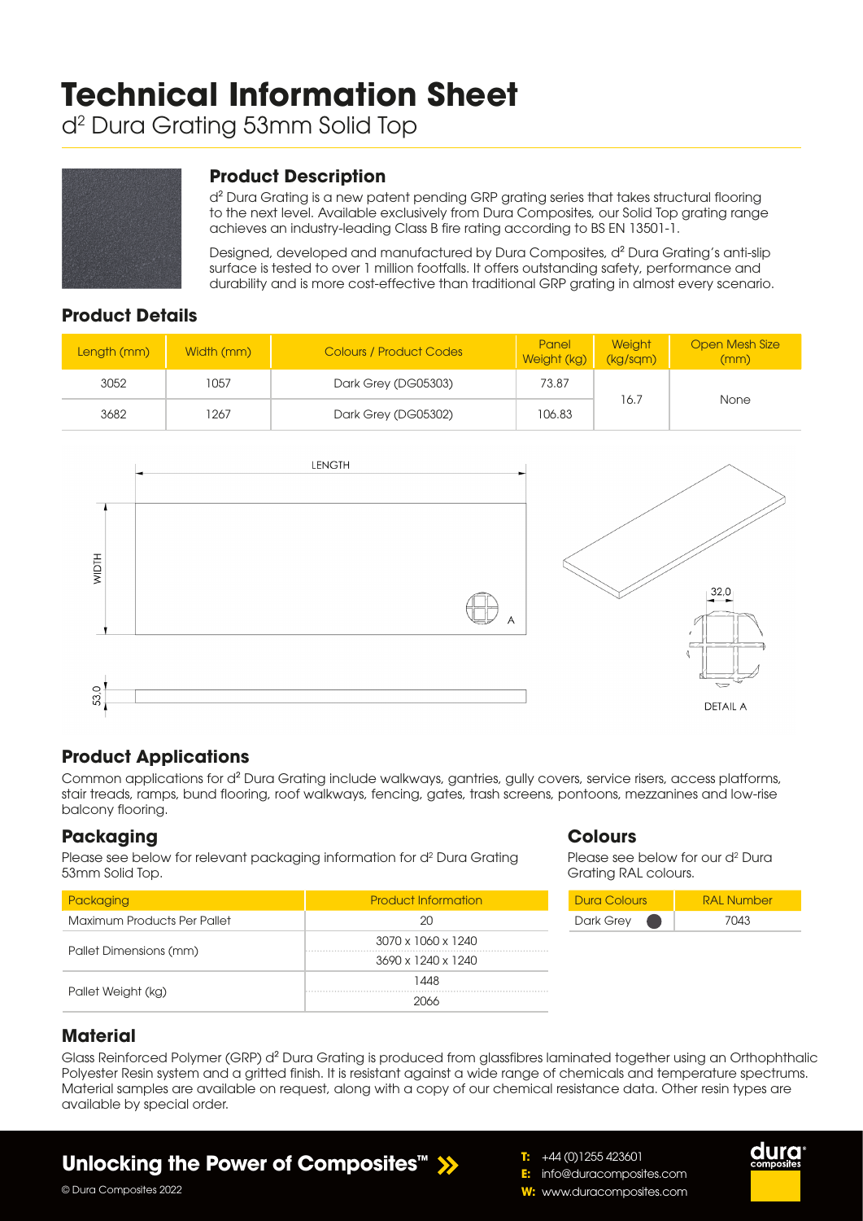# Technical Information Sheet

d² Dura Grating 53mm Solid Top

## Product Description

d² Dura Grating is a new patent pending GRP grating series that takes structural flooring to the next level. Available exclusively from Dura Composites, our Solid Top grating range achieves an industry-leading Class B fire rating according to BS EN 13501-1.

Designed, developed and manufactured by Dura Composites, d² Dura Grating's anti-slip surface is tested to over 1 million footfalls. It offers outstanding safety, performance and durability and is more cost-effective than traditional GRP grating in almost every scenario.

## Product Details

| Length (mm) | Width (mm) | Colours / Product Codes | Panel Weight (kg) | Weight (kg/sqm) | Open Mesh Size (mm) |
|---|---|---|---|---|---|
| 3052 | 1057 | Dark Grey (DG05303) | 73.87 | 16.7 | None |
| 3682 | 1267 | Dark Grey (DG05302) | 106.83 | | |

LENGTH

WIDTH

A

53.0

32.0

DETAIL A

## Product Applications

Common applications for d² Dura Grating include walkways, gantries, gully covers, service risers, access platforms, stair treads, ramps, bund flooring, roof walkways, fencing, gates, trash screens, pontoons, mezzanines and low-rise balcony flooring.

## Packaging

Please see below for relevant packaging information for d² Dura Grating 53mm Solid Top.

| Packaging | Product Information |
|---|---|
| Maximum Products Per Pallet | 20 |
| Pallet Dimensions (mm) | 3070 x 1060 x 1240 |
| | 3690 x 1240 x 1240 |
| Pallet Weight (kg) | 1448 |
| | 2066 |

## Colours

Please see below for our d² Dura Grating RAL colours.

| Dura Colours | RAL Number |
|---|---|
| Dark Grey | 7043 |

## Material

Glass Reinforced Polymer (GRP) d² Dura Grating is produced from glassfibres laminated together using an Orthophthalic Polyester Resin system and a gritted finish. It is resistant against a wide range of chemicals and temperature spectrums. Material samples are available on request, along with a copy of our chemical resistance data. Other resin types are available by special order.

**Unlocking the Power of Composites™**

© Dura Composites 2022

**T:** +44 (0)1255 423601
**E:** info@duracomposites.com
**W:** www.duracomposites.com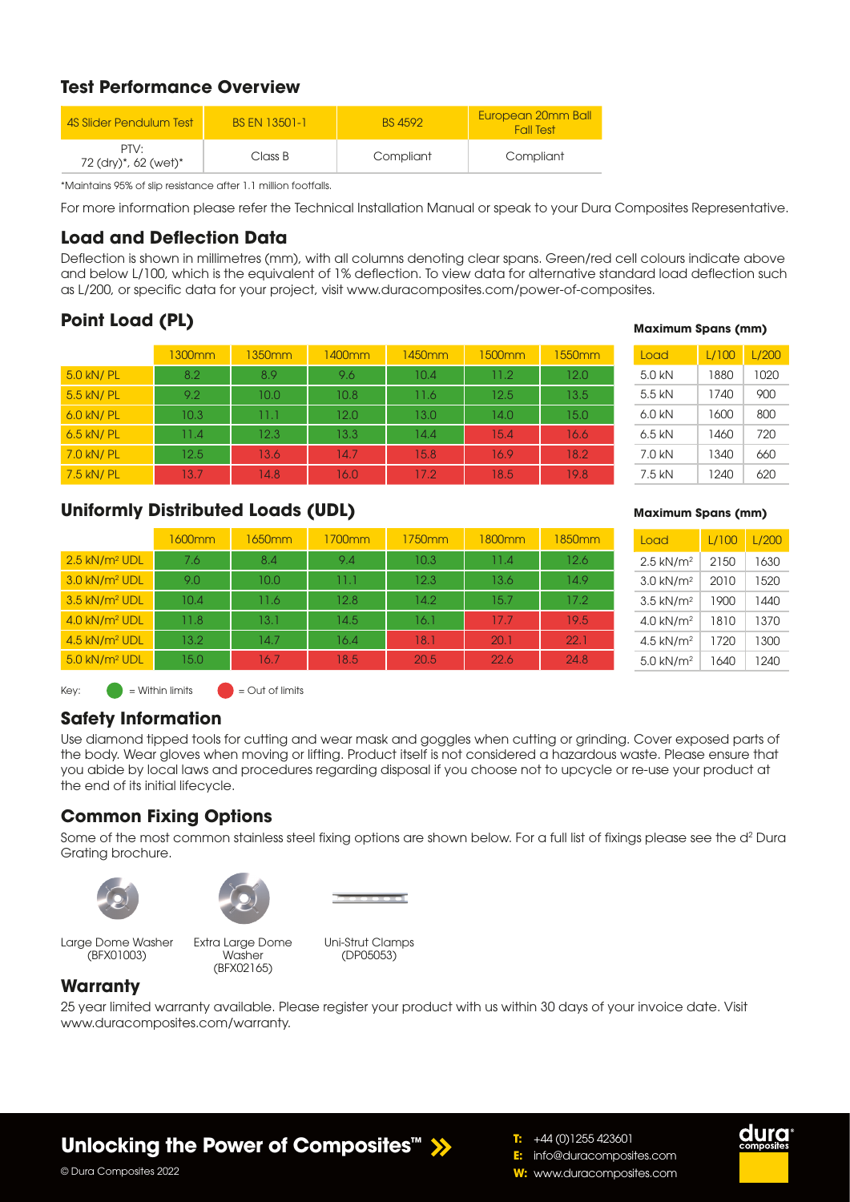## Test Performance Overview

| 4S Slider Pendulum Test | BS EN 13501-1 | BS 4592 | European 20mm Ball Fall Test |
|---|---|---|---|
| PTV: 72 (dry)*, 62 (wet)* | Class B | Compliant | Compliant |

*Maintains 95% of slip resistance after 1.1 million footfalls.

For more information please refer the Technical Installation Manual or speak to your Dura Composites Representative.

## Load and Deflection Data

Deflection is shown in millimetres (mm), with all columns denoting clear spans. Green/red cell colours indicate above and below L/100, which is the equivalent of 1% deflection. To view data for alternative standard load deflection such as L/200, or specific data for your project, visit www.duracomposites.com/power-of-composites.

## Point Load (PL)

| | 1300mm | 1350mm | 1400mm | 1450mm | 1500mm | 1550mm |
|---|---|---|---|---|---|---|
| 5.0 kN/ PL | 8.2 | 8.9 | 9.6 | 10.4 | 11.2 | 12.0 |
| 5.5 kN/ PL | 9.2 | 10.0 | 10.8 | 11.6 | 12.5 | 13.5 |
| 6.0 kN/ PL | 10.3 | 11.1 | 12.0 | 13.0 | 14.0 | 15.0 |
| 6.5 kN/ PL | 11.4 | 12.3 | 13.3 | 14.4 | 15.4 | 16.6 |
| 7.0 kN/ PL | 12.5 | 13.6 | 14.7 | 15.8 | 16.9 | 18.2 |
| 7.5 kN/ PL | 13.7 | 14.8 | 16.0 | 17.2 | 18.5 | 19.8 |

**Maximum Spans (mm)**

| Load | L/100 | L/200 |
|---|---|---|
| 5.0 kN | 1880 | 1020 |
| 5.5 kN | 1740 | 900 |
| 6.0 kN | 1600 | 800 |
| 6.5 kN | 1460 | 720 |
| 7.0 kN | 1340 | 660 |
| 7.5 kN | 1240 | 620 |

## Uniformly Distributed Loads (UDL)

| | 1600mm | 1650mm | 1700mm | 1750mm | 1800mm | 1850mm |
|---|---|---|---|---|---|---|
| 2.5 kN/m² UDL | 7.6 | 8.4 | 9.4 | 10.3 | 11.4 | 12.6 |
| 3.0 kN/m² UDL | 9.0 | 10.0 | 11.1 | 12.3 | 13.6 | 14.9 |
| 3.5 kN/m² UDL | 10.4 | 11.6 | 12.8 | 14.2 | 15.7 | 17.2 |
| 4.0 kN/m² UDL | 11.8 | 13.1 | 14.5 | 16.1 | 17.7 | 19.5 |
| 4.5 kN/m² UDL | 13.2 | 14.7 | 16.4 | 18.1 | 20.1 | 22.1 |
| 5.0 kN/m² UDL | 15.0 | 16.7 | 18.5 | 20.5 | 22.6 | 24.8 |

**Maximum Spans (mm)**

| Load | L/100 | L/200 |
|---|---|---|
| 2.5 kN/m² | 2150 | 1630 |
| 3.0 kN/m² | 2010 | 1520 |
| 3.5 kN/m² | 1900 | 1440 |
| 4.0 kN/m² | 1810 | 1370 |
| 4.5 kN/m² | 1720 | 1300 |
| 5.0 kN/m² | 1640 | 1240 |

Key: = Within limits = Out of limits

## Safety Information

Use diamond tipped tools for cutting and wear mask and goggles when cutting or grinding. Cover exposed parts of the body. Wear gloves when moving or lifting. Product itself is not considered a hazardous waste. Please ensure that you abide by local laws and procedures regarding disposal if you choose not to upcycle or re-use your product at the end of its initial lifecycle.

## Common Fixing Options

Some of the most common stainless steel fixing options are shown below. For a full list of fixings please see the d² Dura Grating brochure.

Large Dome Washer (BFX01003)

Extra Large Dome Washer (BFX02165)

Uni-Strut Clamps (DP05053)

## Warranty

25 year limited warranty available. Please register your product with us within 30 days of your invoice date. Visit www.duracomposites.com/warranty.

**Unlocking the Power of Composites™**

© Dura Composites 2022

T: +44 (0)1255 423601
E: info@duracomposites.com
W: www.duracomposites.com